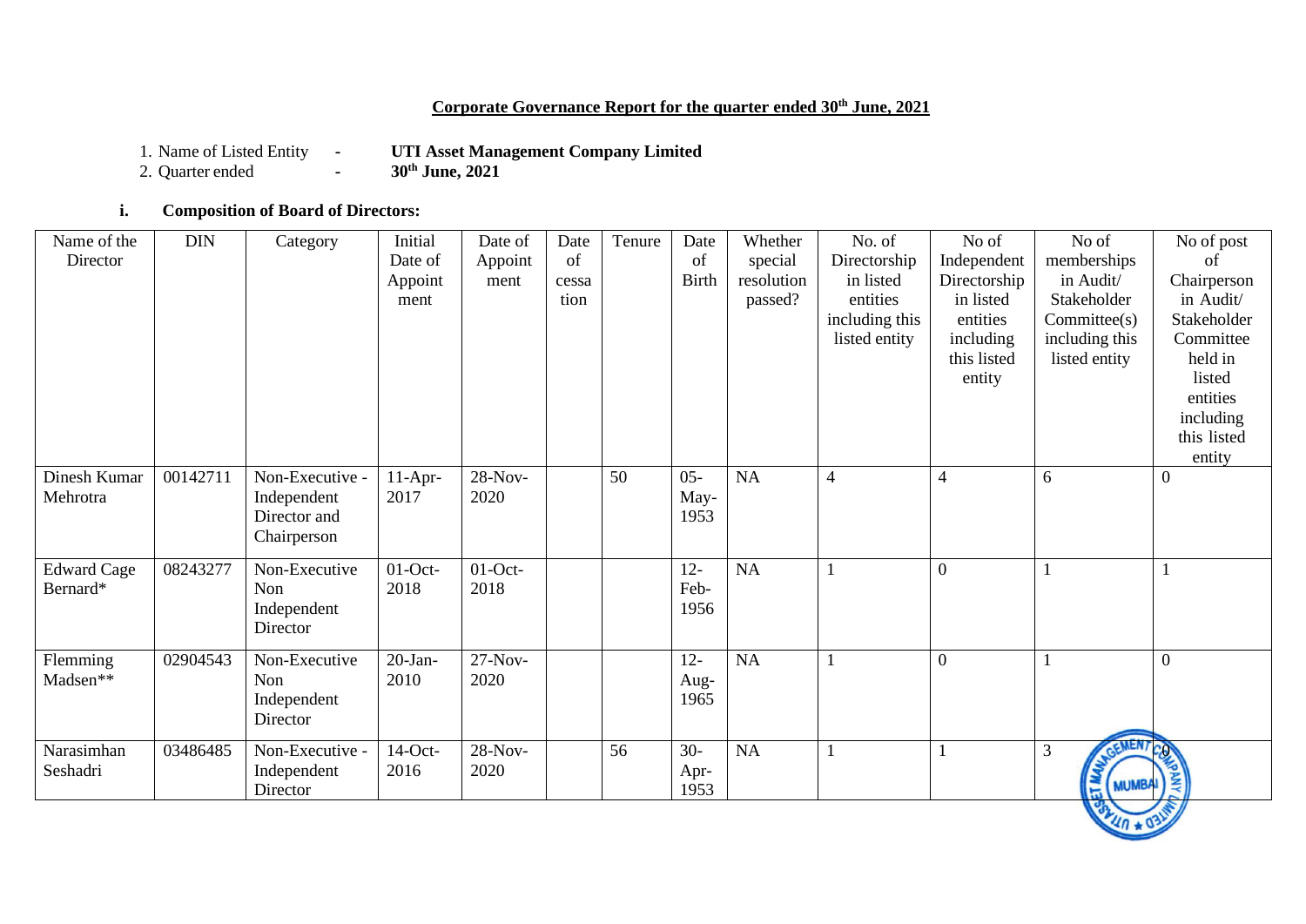**Corporate Governance Report for the quarter ended 30th June, 2021**

1. Name of Listed Entity - **UTI Asset Management Company Limited**
2. Quarter ended - **30th June, 2021**

**i. Composition of Board of Directors:**

| Name of the Director | DIN | Category | Initial Date of Appointment | Date of Appointment | Date of cessation | Tenure | Date of Birth | Whether special resolution passed? | No. of Directorship in listed entities including this listed entity | No of Independent Directorship in listed entities including this listed entity | No of memberships in Audit/ Stakeholder Committee(s) including this listed entity | No of post of Chairperson in Audit/ Stakeholder Committee held in listed entities including this listed entity |
|---|---|---|---|---|---|---|---|---|---|---|---|---|
| Dinesh Kumar Mehrotra | 00142711 | Non-Executive - Independent Director and Chairperson | 11-Apr-2017 | 28-Nov-2020 | | 50 | 05-May-1953 | NA | 4 | 4 | 6 | 0 |
| Edward Cage Bernard* | 08243277 | Non-Executive Non Independent Director | 01-Oct-2018 | 01-Oct-2018 | | | 12-Feb-1956 | NA | 1 | 0 | 1 | 1 |
| Flemming Madsen** | 02904543 | Non-Executive Non Independent Director | 20-Jan-2010 | 27-Nov-2020 | | | 12-Aug-1965 | NA | 1 | 0 | 1 | 0 |
| Narasimhan Seshadri | 03486485 | Non-Executive - Independent Director | 14-Oct-2016 | 28-Nov-2020 | | 56 | 30-Apr-1953 | NA | 1 | 1 | 3 | 0 |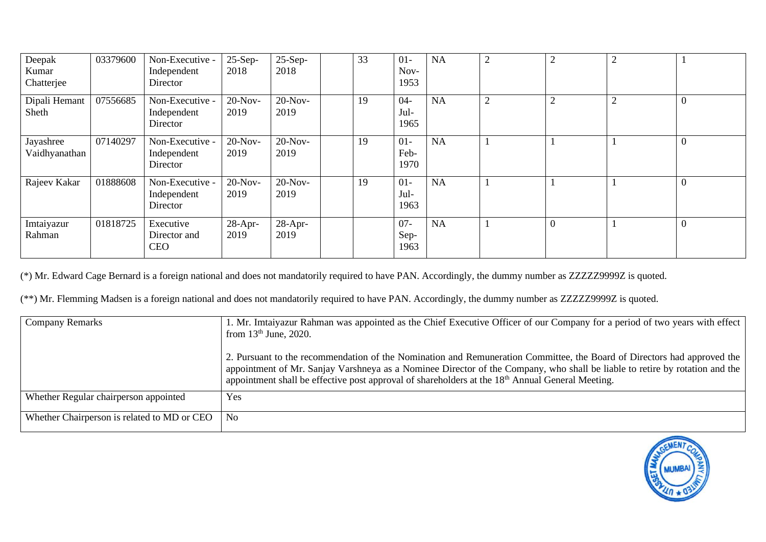| | | | | | | | | | | | | |
|---|---|---|---|---|---|---|---|---|---|---|---|---|
| Deepak Kumar Chatterjee | 03379600 | Non-Executive - Independent Director | 25-Sep-2018 | 25-Sep-2018 | | 33 | 01-Nov-1953 | NA | 2 | 2 | 2 | 1 |
| Dipali Hemant Sheth | 07556685 | Non-Executive - Independent Director | 20-Nov-2019 | 20-Nov-2019 | | 19 | 04-Jul-1965 | NA | 2 | 2 | 2 | 0 |
| Jayashree Vaidhyanathan | 07140297 | Non-Executive - Independent Director | 20-Nov-2019 | 20-Nov-2019 | | 19 | 01-Feb-1970 | NA | 1 | 1 | 1 | 0 |
| Rajeev Kakar | 01888608 | Non-Executive - Independent Director | 20-Nov-2019 | 20-Nov-2019 | | 19 | 01-Jul-1963 | NA | 1 | 1 | 1 | 0 |
| Imtaiyazur Rahman | 01818725 | Executive Director and CEO | 28-Apr-2019 | 28-Apr-2019 | | | 07-Sep-1963 | NA | 1 | 0 | 1 | 0 |

(*) Mr. Edward Cage Bernard is a foreign national and does not mandatorily required to have PAN. Accordingly, the dummy number as ZZZZZ9999Z is quoted.

(**) Mr. Flemming Madsen is a foreign national and does not mandatorily required to have PAN. Accordingly, the dummy number as ZZZZZ9999Z is quoted.

| | |
|---|---|
| Company Remarks | 1. Mr. Imtaiyazur Rahman was appointed as the Chief Executive Officer of our Company for a period of two years with effect from 13th June, 2020.<br><br>2. Pursuant to the recommendation of the Nomination and Remuneration Committee, the Board of Directors had approved the appointment of Mr. Sanjay Varshneya as a Nominee Director of the Company, who shall be liable to retire by rotation and the appointment shall be effective post approval of shareholders at the 18th Annual General Meeting. |
| Whether Regular chairperson appointed | Yes |
| Whether Chairperson is related to MD or CEO | No |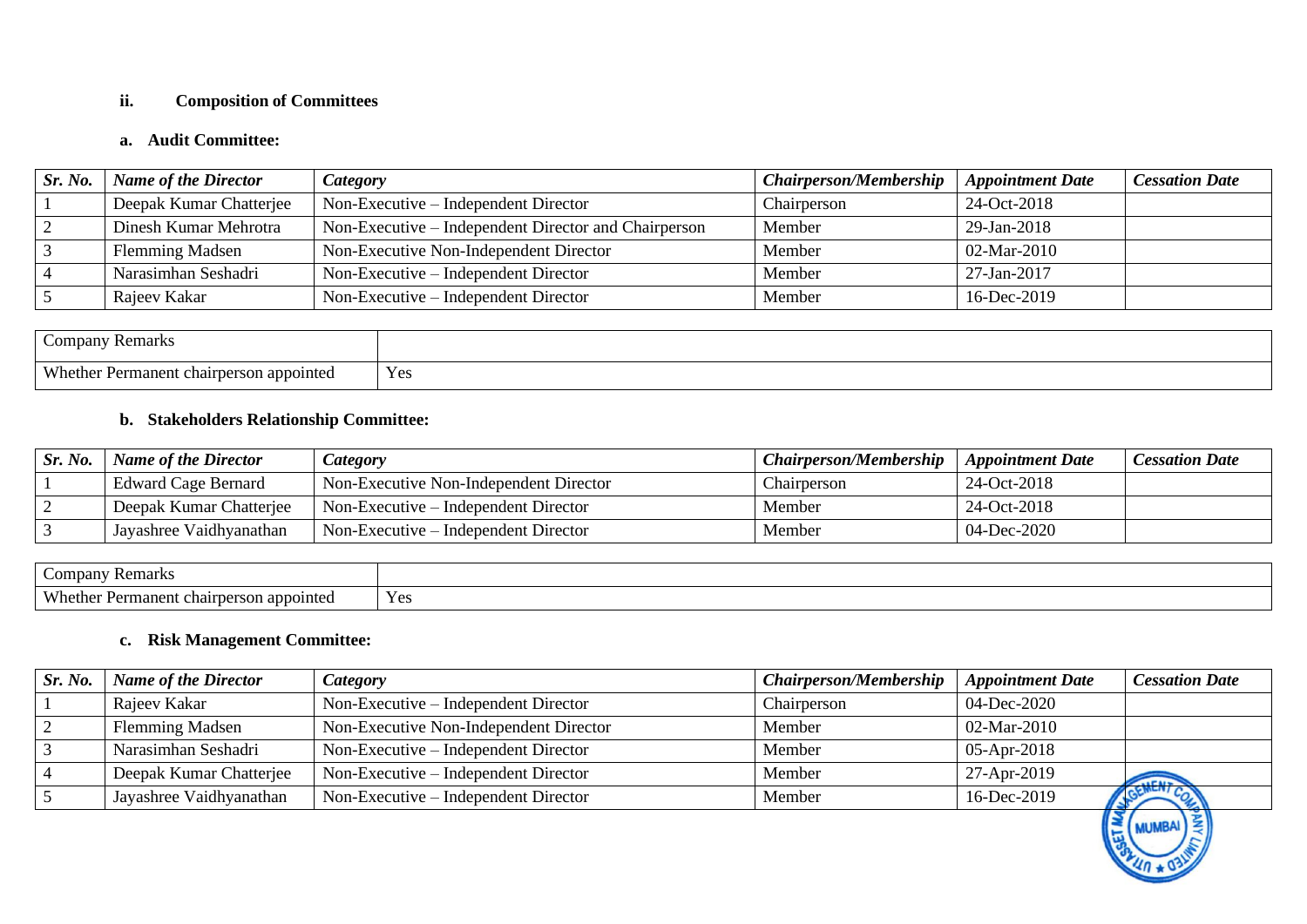### ii. Composition of Committees

#### a. Audit Committee:

| *Sr. No.* | *Name of the Director* | *Category* | *Chairperson/Membership* | *Appointment Date* | *Cessation Date* |
|---|---|---|---|---|---|
| 1 | Deepak Kumar Chatterjee | Non-Executive – Independent Director | Chairperson | 24-Oct-2018 | |
| 2 | Dinesh Kumar Mehrotra | Non-Executive – Independent Director and Chairperson | Member | 29-Jan-2018 | |
| 3 | Flemming Madsen | Non-Executive Non-Independent Director | Member | 02-Mar-2010 | |
| 4 | Narasimhan Seshadri | Non-Executive – Independent Director | Member | 27-Jan-2017 | |
| 5 | Rajeev Kakar | Non-Executive – Independent Director | Member | 16-Dec-2019 | |

| Company Remarks | |
|---|---|
| Whether Permanent chairperson appointed | Yes |

#### b. Stakeholders Relationship Committee:

| *Sr. No.* | *Name of the Director* | *Category* | *Chairperson/Membership* | *Appointment Date* | *Cessation Date* |
|---|---|---|---|---|---|
| 1 | Edward Cage Bernard | Non-Executive Non-Independent Director | Chairperson | 24-Oct-2018 | |
| 2 | Deepak Kumar Chatterjee | Non-Executive – Independent Director | Member | 24-Oct-2018 | |
| 3 | Jayashree Vaidhyanathan | Non-Executive – Independent Director | Member | 04-Dec-2020 | |

| Company Remarks | |
|---|---|
| Whether Permanent chairperson appointed | Yes |

#### c. Risk Management Committee:

| *Sr. No.* | *Name of the Director* | *Category* | *Chairperson/Membership* | *Appointment Date* | *Cessation Date* |
|---|---|---|---|---|---|
| 1 | Rajeev Kakar | Non-Executive – Independent Director | Chairperson | 04-Dec-2020 | |
| 2 | Flemming Madsen | Non-Executive Non-Independent Director | Member | 02-Mar-2010 | |
| 3 | Narasimhan Seshadri | Non-Executive – Independent Director | Member | 05-Apr-2018 | |
| 4 | Deepak Kumar Chatterjee | Non-Executive – Independent Director | Member | 27-Apr-2019 | |
| 5 | Jayashree Vaidhyanathan | Non-Executive – Independent Director | Member | 16-Dec-2019 | |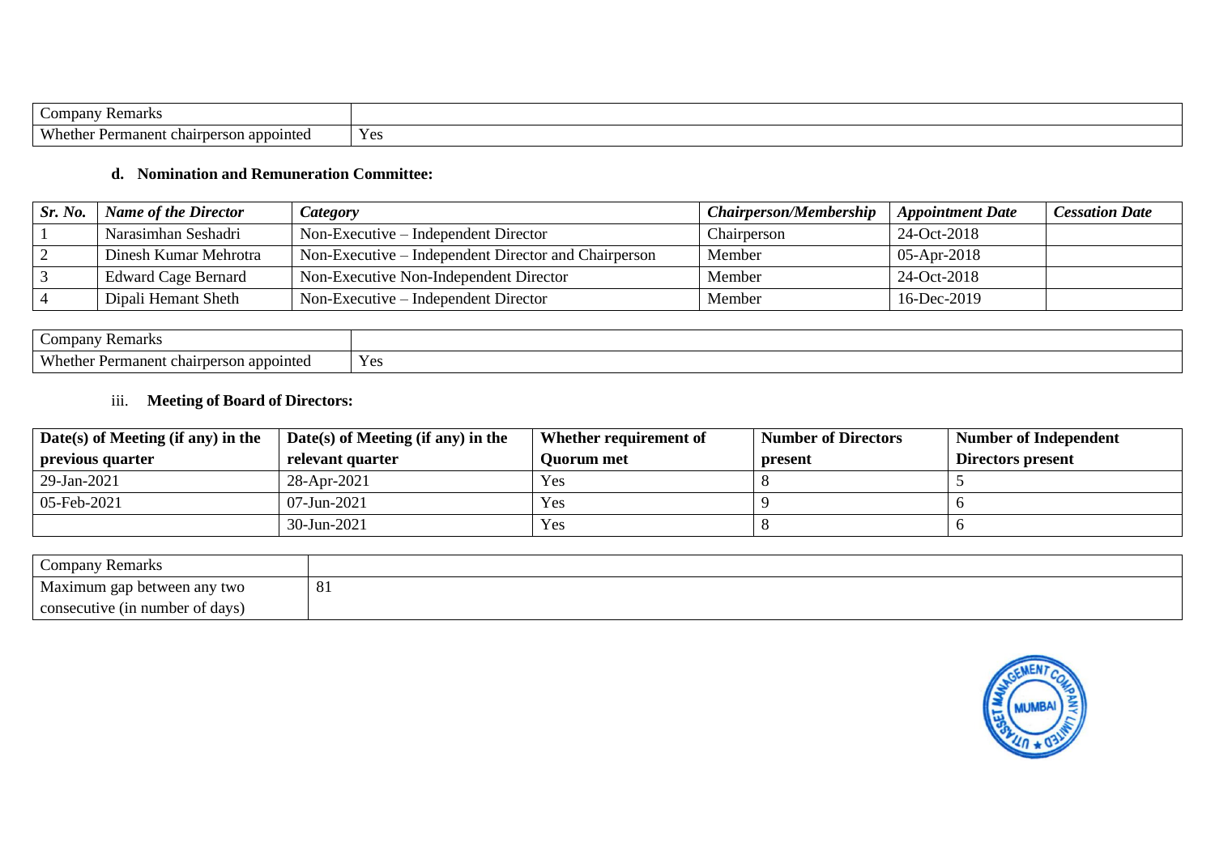| Company Remarks | |
|---|---|
| Whether Permanent chairperson appointed | Yes |

**d. Nomination and Remuneration Committee:**

| *Sr. No.* | *Name of the Director* | *Category* | *Chairperson/Membership* | *Appointment Date* | *Cessation Date* |
|---|---|---|---|---|---|
| 1 | Narasimhan Seshadri | Non-Executive – Independent Director | Chairperson | 24-Oct-2018 | |
| 2 | Dinesh Kumar Mehrotra | Non-Executive – Independent Director and Chairperson | Member | 05-Apr-2018 | |
| 3 | Edward Cage Bernard | Non-Executive Non-Independent Director | Member | 24-Oct-2018 | |
| 4 | Dipali Hemant Sheth | Non-Executive – Independent Director | Member | 16-Dec-2019 | |

| Company Remarks | |
|---|---|
| Whether Permanent chairperson appointed | Yes |

iii. **Meeting of Board of Directors:**

| Date(s) of Meeting (if any) in the previous quarter | Date(s) of Meeting (if any) in the relevant quarter | Whether requirement of Quorum met | Number of Directors present | Number of Independent Directors present |
|---|---|---|---|---|
| 29-Jan-2021 | 28-Apr-2021 | Yes | 8 | 5 |
| 05-Feb-2021 | 07-Jun-2021 | Yes | 9 | 6 |
| | 30-Jun-2021 | Yes | 8 | 6 |

| Company Remarks | |
|---|---|
| Maximum gap between any two consecutive (in number of days) | 81 |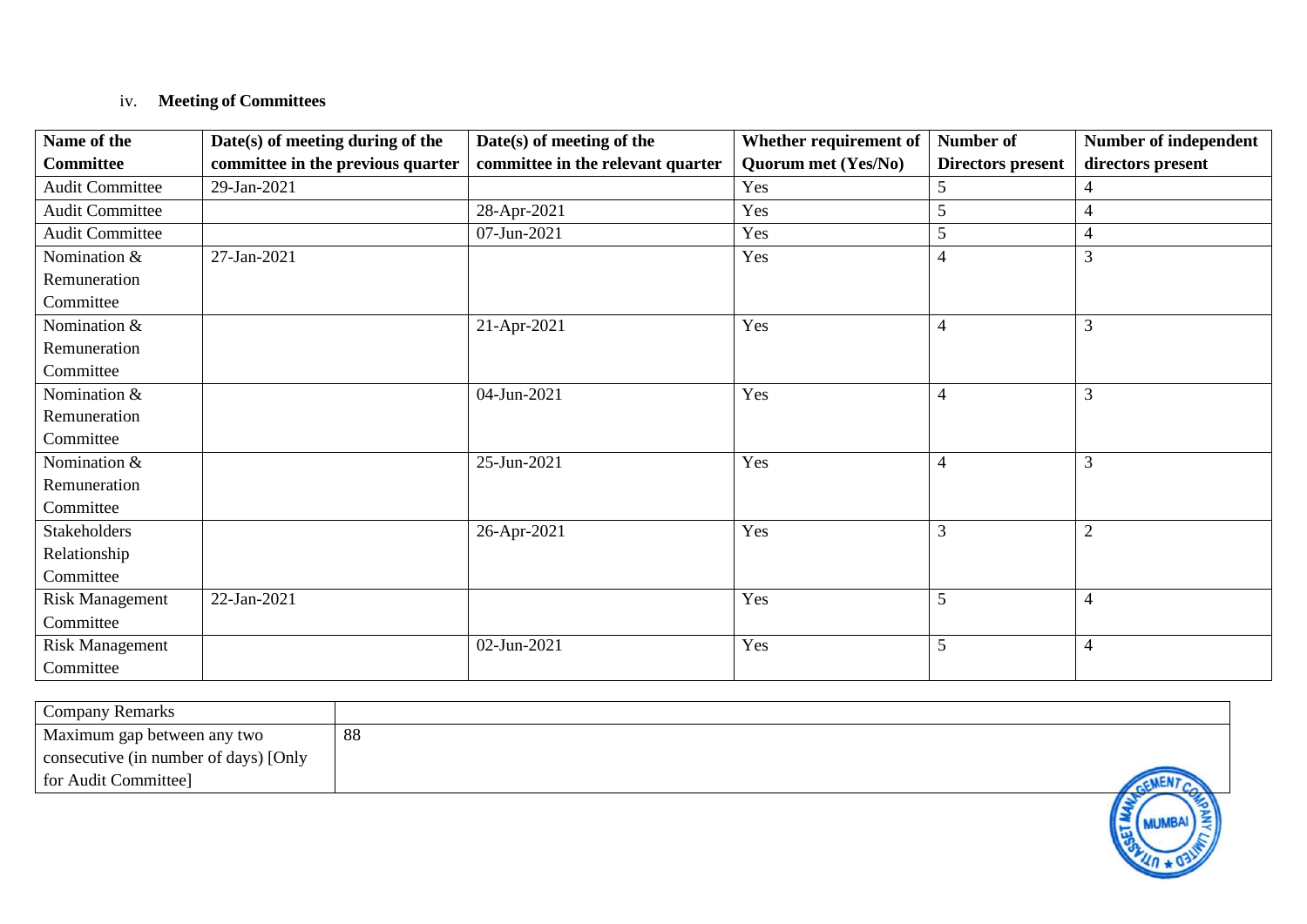iv. **Meeting of Committees**

| Name of the Committee | Date(s) of meeting during of the committee in the previous quarter | Date(s) of meeting of the committee in the relevant quarter | Whether requirement of Quorum met (Yes/No) | Number of Directors present | Number of independent directors present |
|---|---|---|---|---|---|
| Audit Committee | 29-Jan-2021 | | Yes | 5 | 4 |
| Audit Committee | | 28-Apr-2021 | Yes | 5 | 4 |
| Audit Committee | | 07-Jun-2021 | Yes | 5 | 4 |
| Nomination & Remuneration Committee | 27-Jan-2021 | | Yes | 4 | 3 |
| Nomination & Remuneration Committee | | 21-Apr-2021 | Yes | 4 | 3 |
| Nomination & Remuneration Committee | | 04-Jun-2021 | Yes | 4 | 3 |
| Nomination & Remuneration Committee | | 25-Jun-2021 | Yes | 4 | 3 |
| Stakeholders Relationship Committee | | 26-Apr-2021 | Yes | 3 | 2 |
| Risk Management Committee | 22-Jan-2021 | | Yes | 5 | 4 |
| Risk Management Committee | | 02-Jun-2021 | Yes | 5 | 4 |

| Company Remarks | |
|---|---|
| Maximum gap between any two consecutive (in number of days) [Only for Audit Committee] | 88 |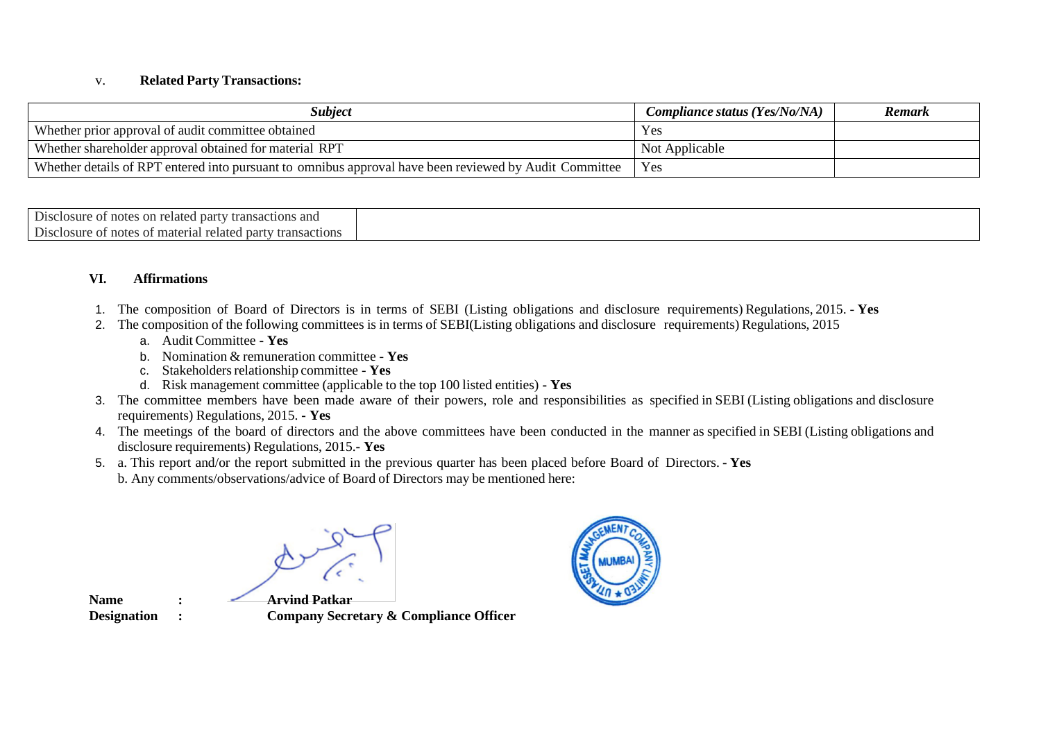v. **Related Party Transactions:**

| ***Subject*** | ***Compliance status (Yes/No/NA)*** | ***Remark*** |
|---|---|---|
| Whether prior approval of audit committee obtained | Yes | |
| Whether shareholder approval obtained for material RPT | Not Applicable | |
| Whether details of RPT entered into pursuant to omnibus approval have been reviewed by Audit Committee | Yes | |

| | |
|---|---|
| Disclosure of notes on related party transactions and Disclosure of notes of material related party transactions | |

**VI. Affirmations**

1. The composition of Board of Directors is in terms of SEBI (Listing obligations and disclosure requirements) Regulations, 2015. - **Yes**
2. The composition of the following committees is in terms of SEBI(Listing obligations and disclosure requirements) Regulations, 2015
   a. Audit Committee - **Yes**
   b. Nomination & remuneration committee - **Yes**
   c. Stakeholders relationship committee - **Yes**
   d. Risk management committee (applicable to the top 100 listed entities) - **Yes**
3. The committee members have been made aware of their powers, role and responsibilities as specified in SEBI (Listing obligations and disclosure requirements) Regulations, 2015. - **Yes**
4. The meetings of the board of directors and the above committees have been conducted in the manner as specified in SEBI (Listing obligations and disclosure requirements) Regulations, 2015.- **Yes**
5. a. This report and/or the report submitted in the previous quarter has been placed before Board of Directors. **- Yes**
   b. Any comments/observations/advice of Board of Directors may be mentioned here:

**Name : Arvind Patkar**
**Designation : Company Secretary & Compliance Officer**

UTI ASSET MANAGEMENT COMPANY LIMITED MUMBAI